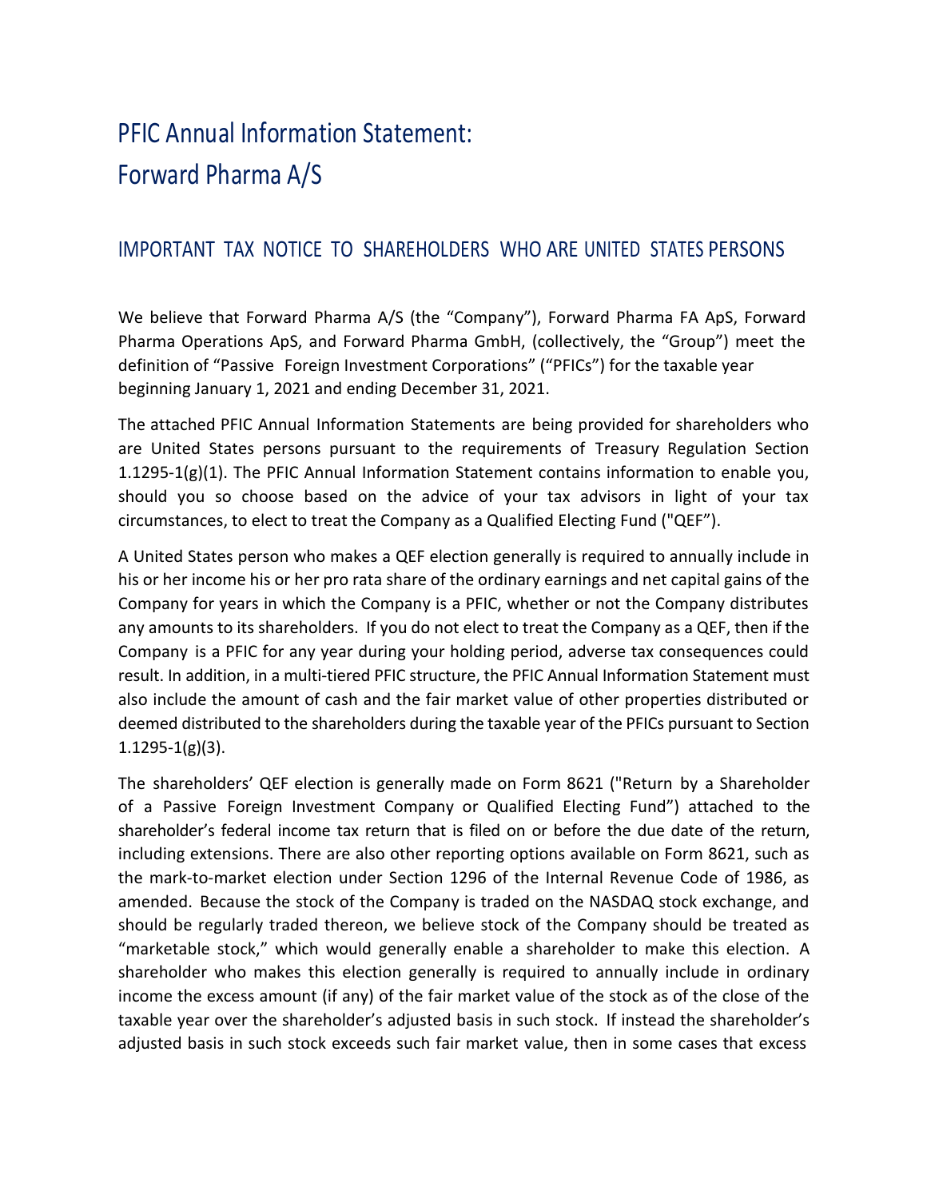# PFIC Annual Information Statement: Forward Pharma A/S

## IMPORTANT TAX NOTICE TO SHAREHOLDERS WHO ARE UNITED STATES PERSONS

We believe that Forward Pharma A/S (the "Company"), Forward Pharma FA ApS, Forward Pharma Operations ApS, and Forward Pharma GmbH, (collectively, the "Group") meet the definition of "Passive Foreign Investment Corporations" ("PFICs") for the taxable year beginning January 1, 2021 and ending December 31, 2021.

The attached PFIC Annual Information Statements are being provided for shareholders who are United States persons pursuant to the requirements of Treasury Regulation Section 1.1295-1(g)(1). The PFIC Annual Information Statement contains information to enable you, should you so choose based on the advice of your tax advisors in light of your tax circumstances, to elect to treat the Company as a Qualified Electing Fund ("QEF").

A United States person who makes a QEF election generally is required to annually include in his or her income his or her pro rata share of the ordinary earnings and net capital gains of the Company for years in which the Company is a PFIC, whether or not the Company distributes any amounts to its shareholders. If you do not elect to treat the Company as a QEF, then if the Company is a PFIC for any year during your holding period, adverse tax consequences could result. In addition, in a multi-tiered PFIC structure, the PFIC Annual Information Statement must also include the amount of cash and the fair market value of other properties distributed or deemed distributed to the shareholders during the taxable year of the PFICs pursuant to Section 1.1295-1(g)(3).

The shareholders' QEF election is generally made on Form 8621 ("Return by a Shareholder of a Passive Foreign Investment Company or Qualified Electing Fund") attached to the shareholder's federal income tax return that is filed on or before the due date of the return, including extensions. There are also other reporting options available on Form 8621, such as the mark-to-market election under Section 1296 of the Internal Revenue Code of 1986, as amended. Because the stock of the Company is traded on the NASDAQ stock exchange, and should be regularly traded thereon, we believe stock of the Company should be treated as "marketable stock," which would generally enable a shareholder to make this election. A shareholder who makes this election generally is required to annually include in ordinary income the excess amount (if any) of the fair market value of the stock as of the close of the taxable year over the shareholder's adjusted basis in such stock. If instead the shareholder's adjusted basis in such stock exceeds such fair market value, then in some cases that excess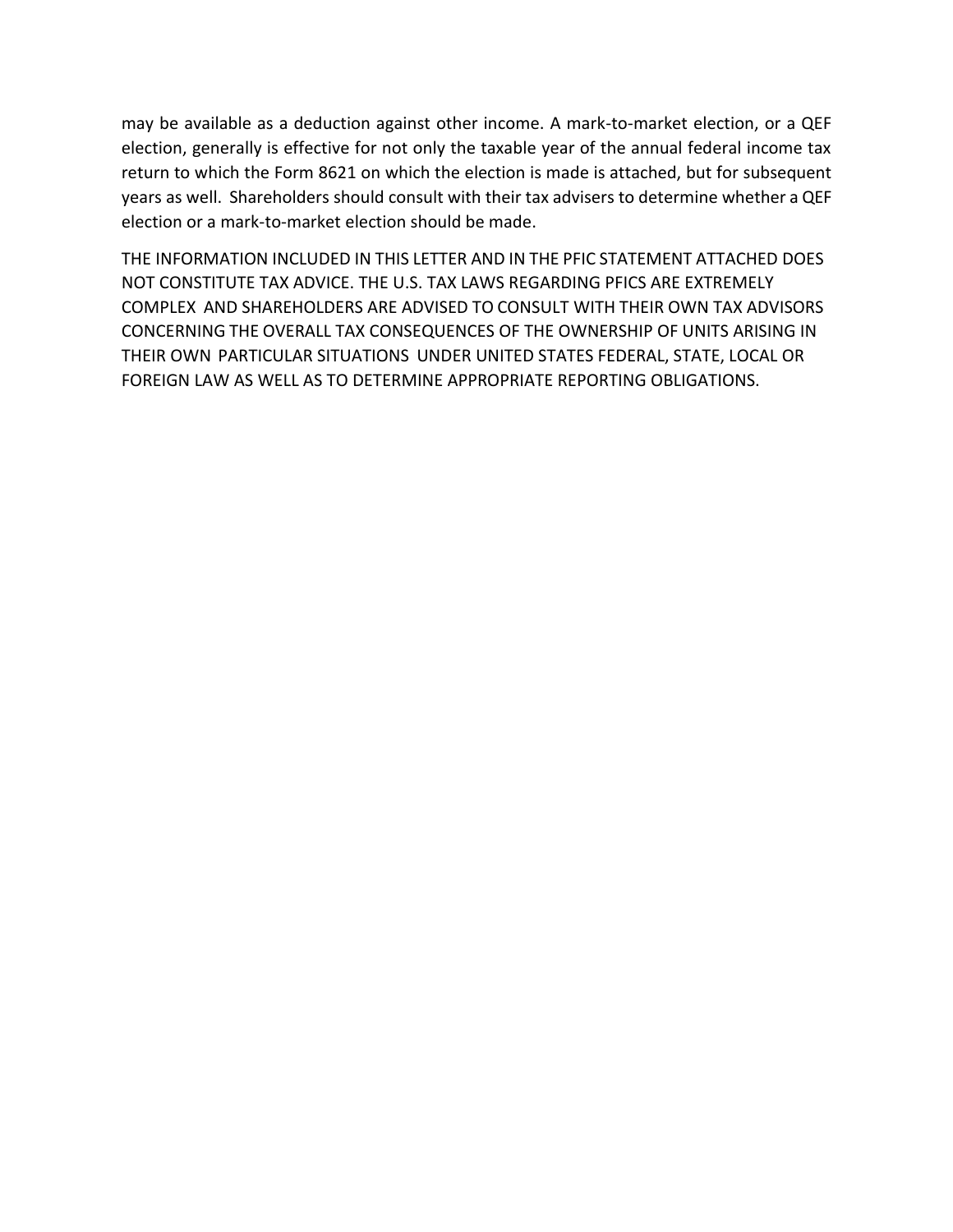may be available as a deduction against other income. A mark-to-market election, or a QEF election, generally is effective for not only the taxable year of the annual federal income tax return to which the Form 8621 on which the election is made is attached, but for subsequent years as well. Shareholders should consult with their tax advisers to determine whether a QEF election or a mark-to-market election should be made.

THE INFORMATION INCLUDED IN THIS LETTER AND IN THE PFIC STATEMENT ATTACHED DOES NOT CONSTITUTE TAX ADVICE. THE U.S. TAX LAWS REGARDING PFICS ARE EXTREMELY COMPLEX AND SHAREHOLDERS ARE ADVISED TO CONSULT WITH THEIR OWN TAX ADVISORS CONCERNING THE OVERALL TAX CONSEQUENCES OF THE OWNERSHIP OF UNITS ARISING IN THEIR OWN PARTICULAR SITUATIONS UNDER UNITED STATES FEDERAL, STATE, LOCAL OR FOREIGN LAW AS WELL AS TO DETERMINE APPROPRIATE REPORTING OBLIGATIONS.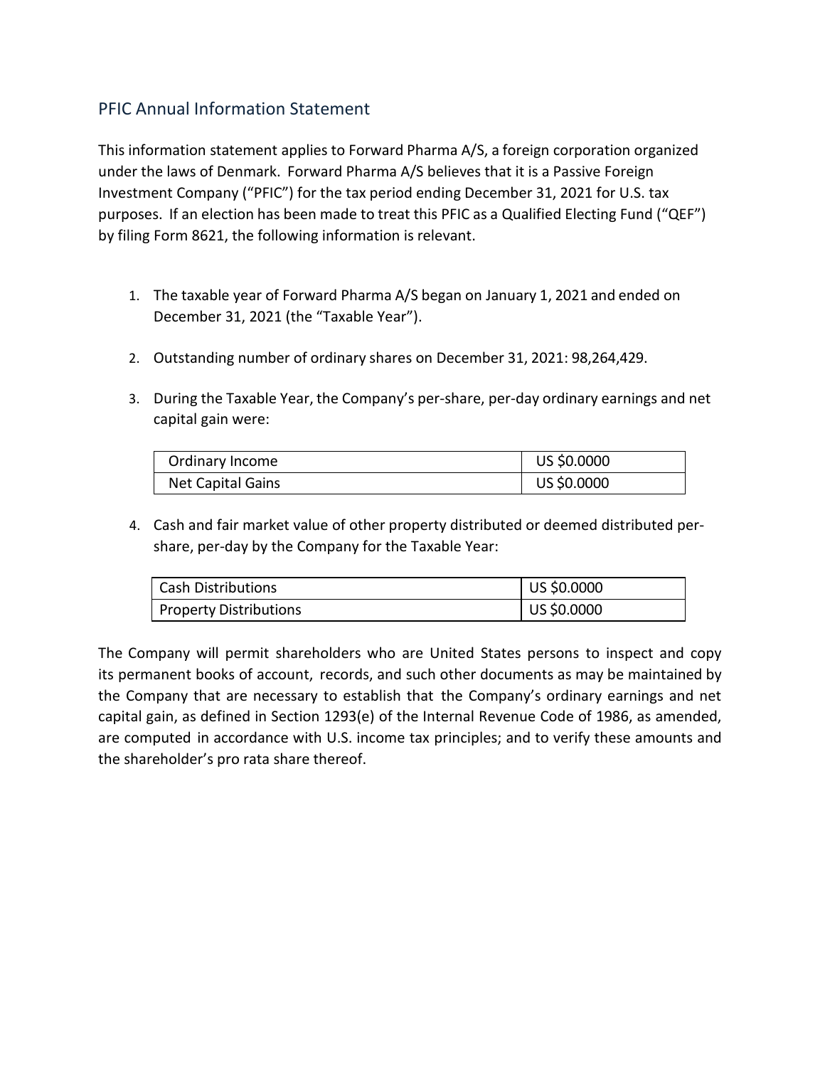## PFIC Annual Information Statement

This information statement applies to Forward Pharma A/S, a foreign corporation organized under the laws of Denmark. Forward Pharma A/S believes that it is a Passive Foreign Investment Company ("PFIC") for the tax period ending December 31, 2021 for U.S. tax purposes. If an election has been made to treat this PFIC as a Qualified Electing Fund ("QEF") by filing Form 8621, the following information is relevant.

1. The taxable year of Forward Pharma A/S began on January 1, 2021 and ended on December 31, 2021 (the "Taxable Year").

2. Outstanding number of ordinary shares on December 31, 2021: 98,264,429.

3. During the Taxable Year, the Company's per-share, per-day ordinary earnings and net capital gain were:

| | |
|---|---|
| Ordinary Income | US $0.0000 |
| Net Capital Gains | US $0.0000 |

4. Cash and fair market value of other property distributed or deemed distributed per-share, per-day by the Company for the Taxable Year:

| | |
|---|---|
| Cash Distributions | US $0.0000 |
| Property Distributions | US $0.0000 |

The Company will permit shareholders who are United States persons to inspect and copy its permanent books of account, records, and such other documents as may be maintained by the Company that are necessary to establish that the Company's ordinary earnings and net capital gain, as defined in Section 1293(e) of the Internal Revenue Code of 1986, as amended, are computed in accordance with U.S. income tax principles; and to verify these amounts and the shareholder's pro rata share thereof.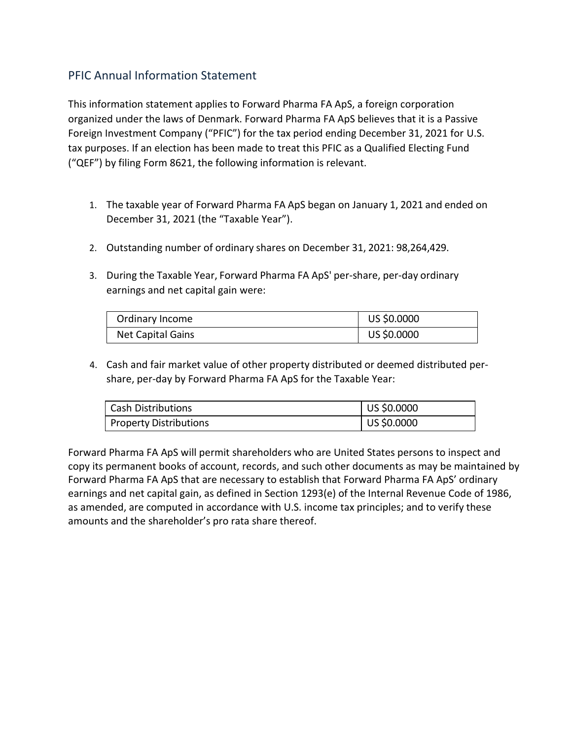## PFIC Annual Information Statement

This information statement applies to Forward Pharma FA ApS, a foreign corporation organized under the laws of Denmark. Forward Pharma FA ApS believes that it is a Passive Foreign Investment Company ("PFIC") for the tax period ending December 31, 2021 for U.S. tax purposes. If an election has been made to treat this PFIC as a Qualified Electing Fund ("QEF") by filing Form 8621, the following information is relevant.

1. The taxable year of Forward Pharma FA ApS began on January 1, 2021 and ended on December 31, 2021 (the "Taxable Year").

2. Outstanding number of ordinary shares on December 31, 2021: 98,264,429.

3. During the Taxable Year, Forward Pharma FA ApS' per-share, per-day ordinary earnings and net capital gain were:

| Ordinary Income | US $0.0000 |
|---|---|
| Net Capital Gains | US $0.0000 |

4. Cash and fair market value of other property distributed or deemed distributed per-share, per-day by Forward Pharma FA ApS for the Taxable Year:

| Cash Distributions | US $0.0000 |
|---|---|
| Property Distributions | US $0.0000 |

Forward Pharma FA ApS will permit shareholders who are United States persons to inspect and copy its permanent books of account, records, and such other documents as may be maintained by Forward Pharma FA ApS that are necessary to establish that Forward Pharma FA ApS' ordinary earnings and net capital gain, as defined in Section 1293(e) of the Internal Revenue Code of 1986, as amended, are computed in accordance with U.S. income tax principles; and to verify these amounts and the shareholder's pro rata share thereof.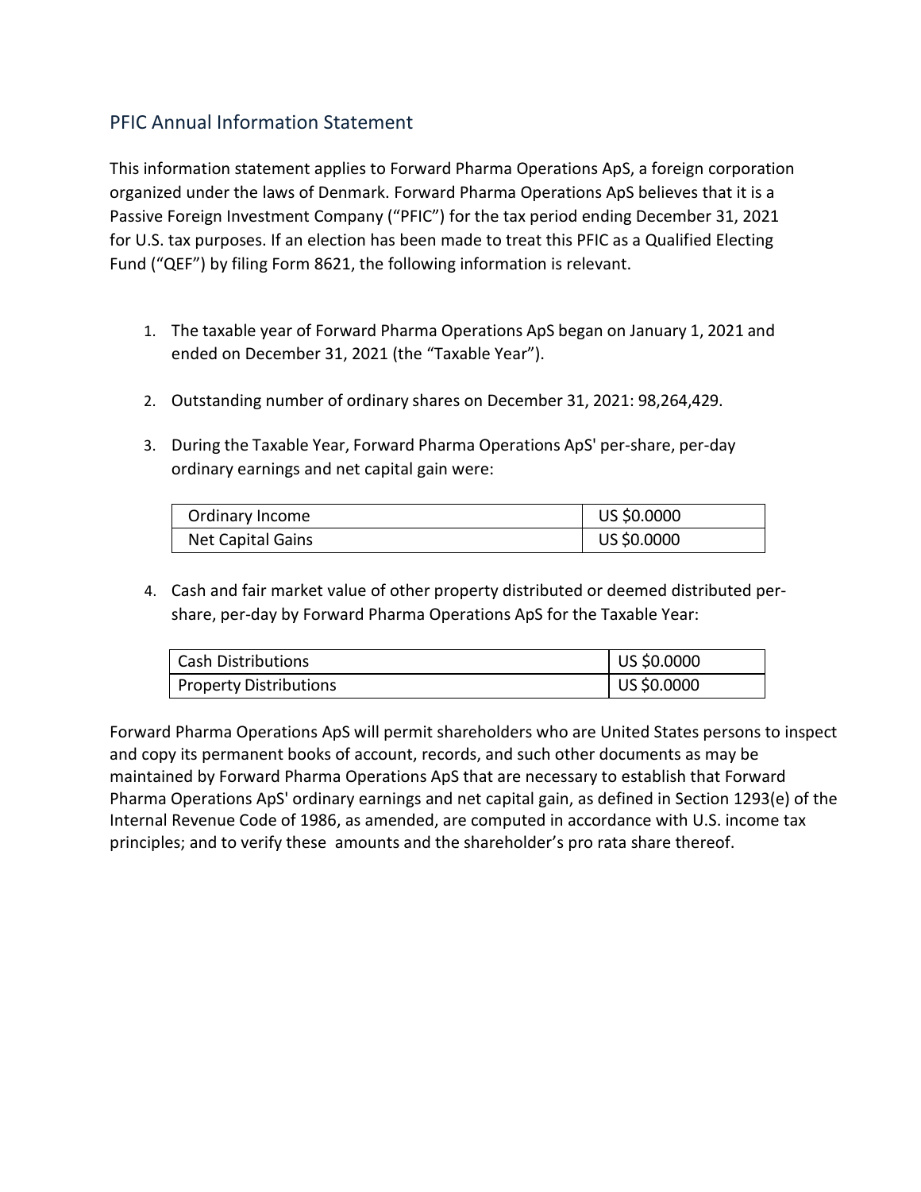## PFIC Annual Information Statement

This information statement applies to Forward Pharma Operations ApS, a foreign corporation organized under the laws of Denmark. Forward Pharma Operations ApS believes that it is a Passive Foreign Investment Company ("PFIC") for the tax period ending December 31, 2021 for U.S. tax purposes. If an election has been made to treat this PFIC as a Qualified Electing Fund ("QEF") by filing Form 8621, the following information is relevant.

1. The taxable year of Forward Pharma Operations ApS began on January 1, 2021 and ended on December 31, 2021 (the "Taxable Year").

2. Outstanding number of ordinary shares on December 31, 2021: 98,264,429.

3. During the Taxable Year, Forward Pharma Operations ApS' per-share, per-day ordinary earnings and net capital gain were:

| | |
|---|---|
| Ordinary Income | US $0.0000 |
| Net Capital Gains | US $0.0000 |

4. Cash and fair market value of other property distributed or deemed distributed per-share, per-day by Forward Pharma Operations ApS for the Taxable Year:

| | |
|---|---|
| Cash Distributions | US $0.0000 |
| Property Distributions | US $0.0000 |

Forward Pharma Operations ApS will permit shareholders who are United States persons to inspect and copy its permanent books of account, records, and such other documents as may be maintained by Forward Pharma Operations ApS that are necessary to establish that Forward Pharma Operations ApS' ordinary earnings and net capital gain, as defined in Section 1293(e) of the Internal Revenue Code of 1986, as amended, are computed in accordance with U.S. income tax principles; and to verify these amounts and the shareholder's pro rata share thereof.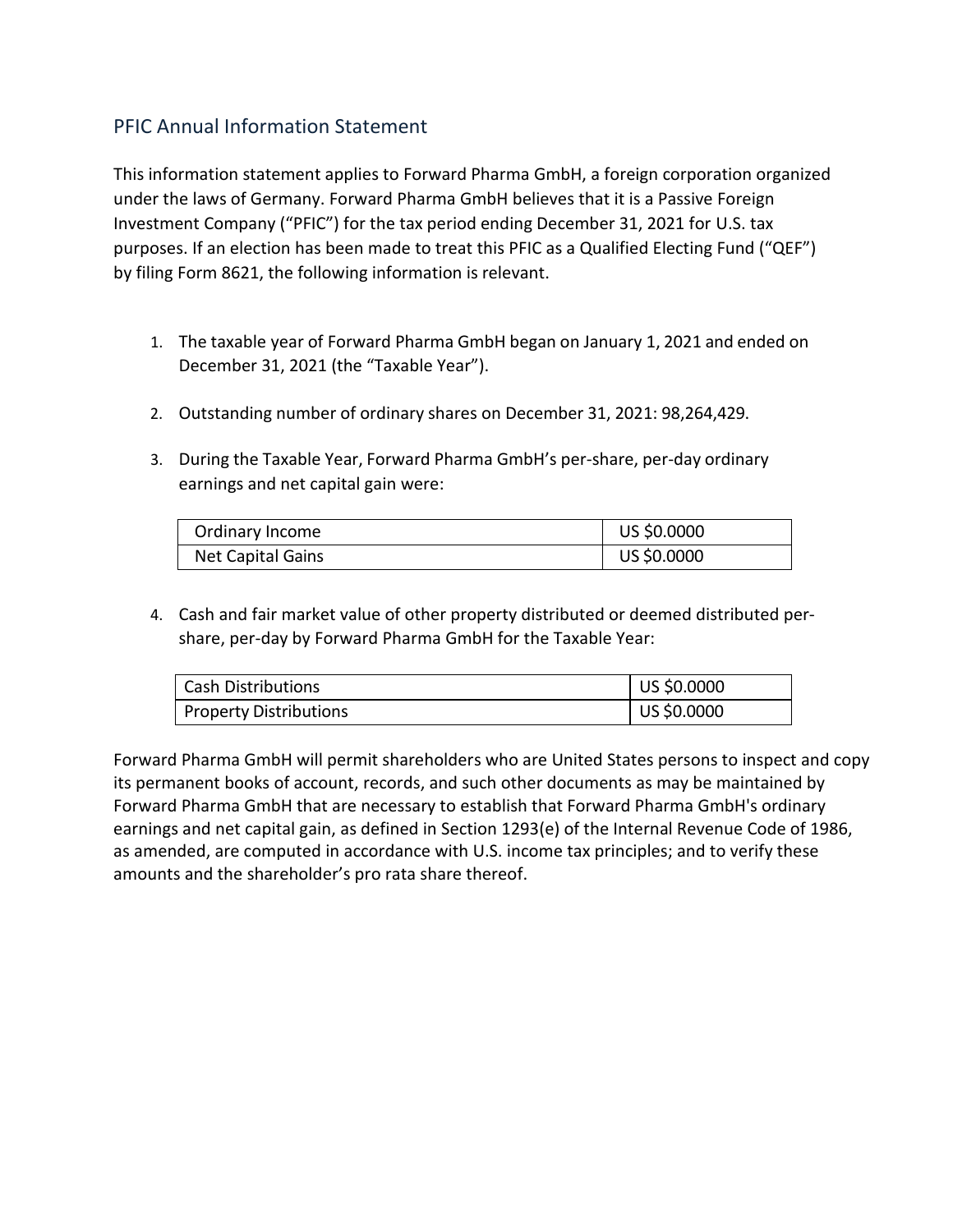## PFIC Annual Information Statement

This information statement applies to Forward Pharma GmbH, a foreign corporation organized under the laws of Germany. Forward Pharma GmbH believes that it is a Passive Foreign Investment Company ("PFIC") for the tax period ending December 31, 2021 for U.S. tax purposes. If an election has been made to treat this PFIC as a Qualified Electing Fund ("QEF") by filing Form 8621, the following information is relevant.

1. The taxable year of Forward Pharma GmbH began on January 1, 2021 and ended on December 31, 2021 (the "Taxable Year").

2. Outstanding number of ordinary shares on December 31, 2021: 98,264,429.

3. During the Taxable Year, Forward Pharma GmbH's per-share, per-day ordinary earnings and net capital gain were:

| | |
|---|---|
| Ordinary Income | US $0.0000 |
| Net Capital Gains | US $0.0000 |

4. Cash and fair market value of other property distributed or deemed distributed per-share, per-day by Forward Pharma GmbH for the Taxable Year:

| | |
|---|---|
| Cash Distributions | US $0.0000 |
| Property Distributions | US $0.0000 |

Forward Pharma GmbH will permit shareholders who are United States persons to inspect and copy its permanent books of account, records, and such other documents as may be maintained by Forward Pharma GmbH that are necessary to establish that Forward Pharma GmbH's ordinary earnings and net capital gain, as defined in Section 1293(e) of the Internal Revenue Code of 1986, as amended, are computed in accordance with U.S. income tax principles; and to verify these amounts and the shareholder's pro rata share thereof.